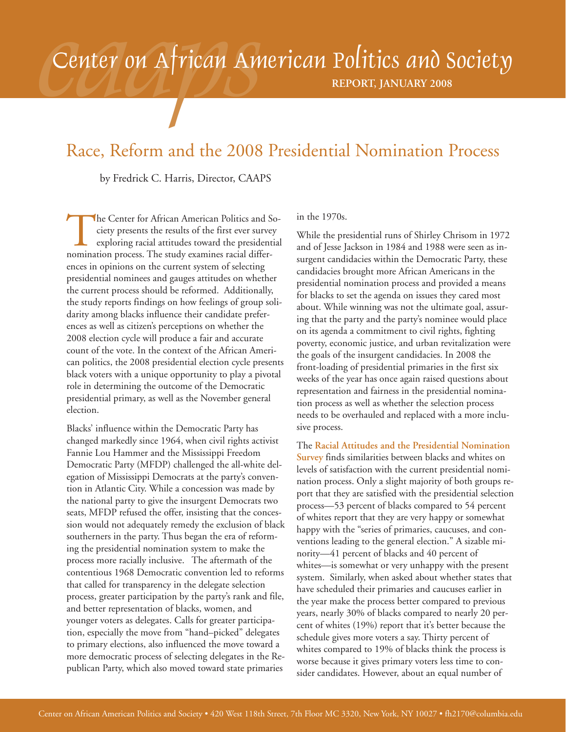# Center on African American Politics and Society

**REPORT, JANUARY 2008**

## Race, Reform and the 2008 Presidential Nomination Process

by Fredrick C. Harris, Director, CAAPS

The Center for African American Politics and Society presents the results of the first ever survey exploring racial attitudes toward the presidential nomination process. The study examines racial differences in opinions on the current system of selecting presidential nominees and gauges attitudes on whether the current process should be reformed. Additionally, the study reports findings on how feelings of group solidarity among blacks influence their candidate preferences as well as citizen's perceptions on whether the 2008 election cycle will produce a fair and accurate count of the vote. In the context of the African American politics, the 2008 presidential election cycle presents black voters with a unique opportunity to play a pivotal role in determining the outcome of the Democratic presidential primary, as well as the November general election.

Blacks' influence within the Democratic Party has changed markedly since 1964, when civil rights activist Fannie Lou Hammer and the Mississippi Freedom Democratic Party (MFDP) challenged the all-white delegation of Mississippi Democrats at the party's convention in Atlantic City. While a concession was made by the national party to give the insurgent Democrats two seats, MFDP refused the offer, insisting that the concession would not adequately remedy the exclusion of black southerners in the party. Thus began the era of reforming the presidential nomination system to make the process more racially inclusive. The aftermath of the contentious 1968 Democratic convention led to reforms that called for transparency in the delegate selection process, greater participation by the party's rank and file, and better representation of blacks, women, and younger voters as delegates. Calls for greater participation, especially the move from "hand–picked" delegates to primary elections, also influenced the move toward a more democratic process of selecting delegates in the Republican Party, which also moved toward state primaries in the 1970s.

While the presidential runs of Shirley Chrisom in 1972 and of Jesse Jackson in 1984 and 1988 were seen as insurgent candidacies within the Democratic Party, these candidacies brought more African Americans in the presidential nomination process and provided a means for blacks to set the agenda on issues they cared most about. While winning was not the ultimate goal, assuring that the party and the party's nominee would place on its agenda a commitment to civil rights, fighting poverty, economic justice, and urban revitalization were the goals of the insurgent candidacies. In 2008 the front-loading of presidential primaries in the first six weeks of the year has once again raised questions about representation and fairness in the presidential nomination process as well as whether the selection process needs to be overhauled and replaced with a more inclusive process.

The **Racial Attitudes and the Presidential Nomination Survey** finds similarities between blacks and whites on levels of satisfaction with the current presidential nomination process. Only a slight majority of both groups report that they are satisfied with the presidential selection process—53 percent of blacks compared to 54 percent of whites report that they are very happy or somewhat happy with the "series of primaries, caucuses, and conventions leading to the general election." A sizable minority—41 percent of blacks and 40 percent of whites—is somewhat or very unhappy with the present system. Similarly, when asked about whether states that have scheduled their primaries and caucuses earlier in the year make the process better compared to previous years, nearly 30% of blacks compared to nearly 20 percent of whites (19%) report that it's better because the schedule gives more voters a say. Thirty percent of whites compared to 19% of blacks think the process is worse because it gives primary voters less time to consider candidates. However, about an equal number of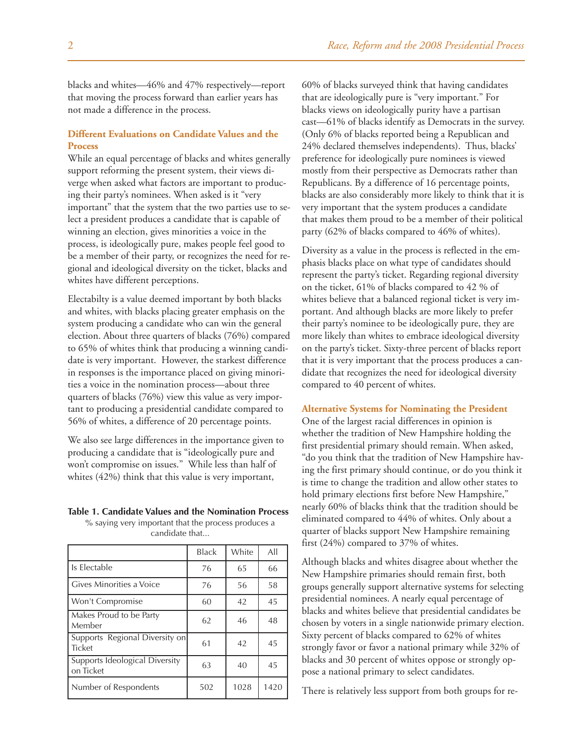blacks and whites—46% and 47% respectively—report that moving the process forward than earlier years has not made a difference in the process.

### Different Evaluations on Candidate Values and the Process

While an equal percentage of blacks and whites generally support reforming the present system, their views diverge when asked what factors are important to producing their party's nominees. When asked is it "very important" that the system that the two parties use to select a president produces a candidate that is capable of winning an election, gives minorities a voice in the process, is ideologically pure, makes people feel good to be a member of their party, or recognizes the need for regional and ideological diversity on the ticket, blacks and whites have different perceptions.

Electabilty is a value deemed important by both blacks and whites, with blacks placing greater emphasis on the system producing a candidate who can win the general election. About three quarters of blacks (76%) compared to 65% of whites think that producing a winning candidate is very important. However, the starkest difference in responses is the importance placed on giving minorities a voice in the nomination process—about three quarters of blacks (76%) view this value as very important to producing a presidential candidate compared to 56% of whites, a difference of 20 percentage points.

We also see large differences in the importance given to producing a candidate that is "ideologically pure and won't compromise on issues." While less than half of whites (42%) think that this value is very important,

**Table 1. Candidate Values and the Nomination Process**
% saying very important that the process produces a candidate that...

| | Black | White | All |
|---|---|---|---|
| Is Electable | 76 | 65 | 66 |
| Gives Minorities a Voice | 76 | 56 | 58 |
| Won't Compromise | 60 | 42 | 45 |
| Makes Proud to be Party Member | 62 | 46 | 48 |
| Supports Regional Diversity on Ticket | 61 | 42 | 45 |
| Supports Ideological Diversity on Ticket | 63 | 40 | 45 |
| Number of Respondents | 502 | 1028 | 1420 |

60% of blacks surveyed think that having candidates that are ideologically pure is "very important." For blacks views on ideologically purity have a partisan cast—61% of blacks identify as Democrats in the survey. (Only 6% of blacks reported being a Republican and 24% declared themselves independents). Thus, blacks' preference for ideologically pure nominees is viewed mostly from their perspective as Democrats rather than Republicans. By a difference of 16 percentage points, blacks are also considerably more likely to think that it is very important that the system produces a candidate that makes them proud to be a member of their political party (62% of blacks compared to 46% of whites).

Diversity as a value in the process is reflected in the emphasis blacks place on what type of candidates should represent the party's ticket. Regarding regional diversity on the ticket, 61% of blacks compared to 42 % of whites believe that a balanced regional ticket is very important. And although blacks are more likely to prefer their party's nominee to be ideologically pure, they are more likely than whites to embrace ideological diversity on the party's ticket. Sixty-three percent of blacks report that it is very important that the process produces a candidate that recognizes the need for ideological diversity compared to 40 percent of whites.

### Alternative Systems for Nominating the President

One of the largest racial differences in opinion is whether the tradition of New Hampshire holding the first presidential primary should remain. When asked, "do you think that the tradition of New Hampshire having the first primary should continue, or do you think it is time to change the tradition and allow other states to hold primary elections first before New Hampshire," nearly 60% of blacks think that the tradition should be eliminated compared to 44% of whites. Only about a quarter of blacks support New Hampshire remaining first (24%) compared to 37% of whites.

Although blacks and whites disagree about whether the New Hampshire primaries should remain first, both groups generally support alternative systems for selecting presidential nominees. A nearly equal percentage of blacks and whites believe that presidential candidates be chosen by voters in a single nationwide primary election. Sixty percent of blacks compared to 62% of whites strongly favor or favor a national primary while 32% of blacks and 30 percent of whites oppose or strongly oppose a national primary to select candidates.

There is relatively less support from both groups for re-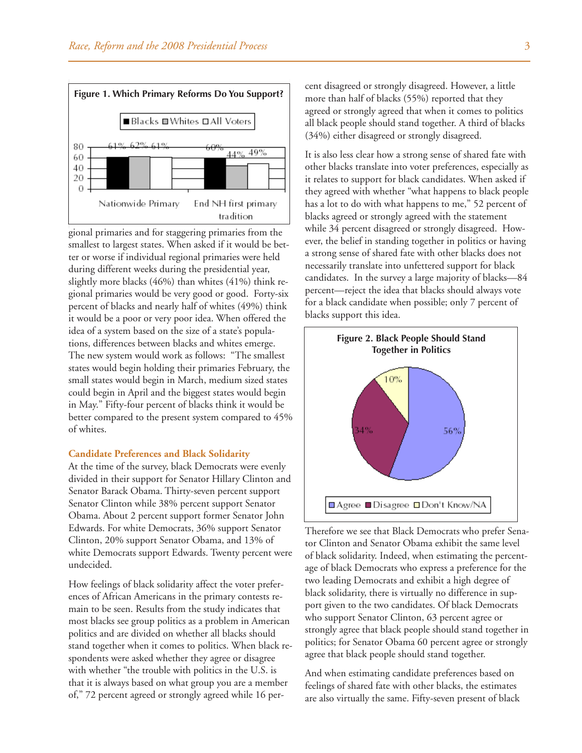**Figure 1. Which Primary Reforms Do You Support?**

| | Blacks | Whites | All Voters |
|---|---|---|---|
| Nationwide Primary | 61% | 62% | 61% |
| End NH first primary tradition | 60% | 44% | 49% |

gional primaries and for staggering primaries from the smallest to largest states. When asked if it would be better or worse if individual regional primaries were held during different weeks during the presidential year, slightly more blacks (46%) than whites (41%) think regional primaries would be very good or good. Forty-six percent of blacks and nearly half of whites (49%) think it would be a poor or very poor idea. When offered the idea of a system based on the size of a state's populations, differences between blacks and whites emerge. The new system would work as follows: "The smallest states would begin holding their primaries February, the small states would begin in March, medium sized states could begin in April and the biggest states would begin in May." Fifty-four percent of blacks think it would be better compared to the present system compared to 45% of whites.

### Candidate Preferences and Black Solidarity

At the time of the survey, black Democrats were evenly divided in their support for Senator Hillary Clinton and Senator Barack Obama. Thirty-seven percent support Senator Clinton while 38% percent support Senator Obama. About 2 percent support former Senator John Edwards. For white Democrats, 36% support Senator Clinton, 20% support Senator Obama, and 13% of white Democrats support Edwards. Twenty percent were undecided.

How feelings of black solidarity affect the voter preferences of African Americans in the primary contests remain to be seen. Results from the study indicates that most blacks see group politics as a problem in American politics and are divided on whether all blacks should stand together when it comes to politics. When black respondents were asked whether they agree or disagree with whether "the trouble with politics in the U.S. is that it is always based on what group you are a member of," 72 percent agreed or strongly agreed while 16 percent disagreed or strongly disagreed. However, a little more than half of blacks (55%) reported that they agreed or strongly agreed that when it comes to politics all black people should stand together. A third of blacks (34%) either disagreed or strongly disagreed.

It is also less clear how a strong sense of shared fate with other blacks translate into voter preferences, especially as it relates to support for black candidates. When asked if they agreed with whether "what happens to black people has a lot to do with what happens to me," 52 percent of blacks agreed or strongly agreed with the statement while 34 percent disagreed or strongly disagreed. However, the belief in standing together in politics or having a strong sense of shared fate with other blacks does not necessarily translate into unfettered support for black candidates. In the survey a large majority of blacks—84 percent—reject the idea that blacks should always vote for a black candidate when possible; only 7 percent of blacks support this idea.

**Figure 2. Black People Should Stand Together in Politics**

| Response | Percent |
|---|---|
| Agree | 56% |
| Disagree | 34% |
| Don't Know/NA | 10% |

Therefore we see that Black Democrats who prefer Senator Clinton and Senator Obama exhibit the same level of black solidarity. Indeed, when estimating the percentage of black Democrats who express a preference for the two leading Democrats and exhibit a high degree of black solidarity, there is virtually no difference in support given to the two candidates. Of black Democrats who support Senator Clinton, 63 percent agree or strongly agree that black people should stand together in politics; for Senator Obama 60 percent agree or strongly agree that black people should stand together.

And when estimating candidate preferences based on feelings of shared fate with other blacks, the estimates are also virtually the same. Fifty-seven present of black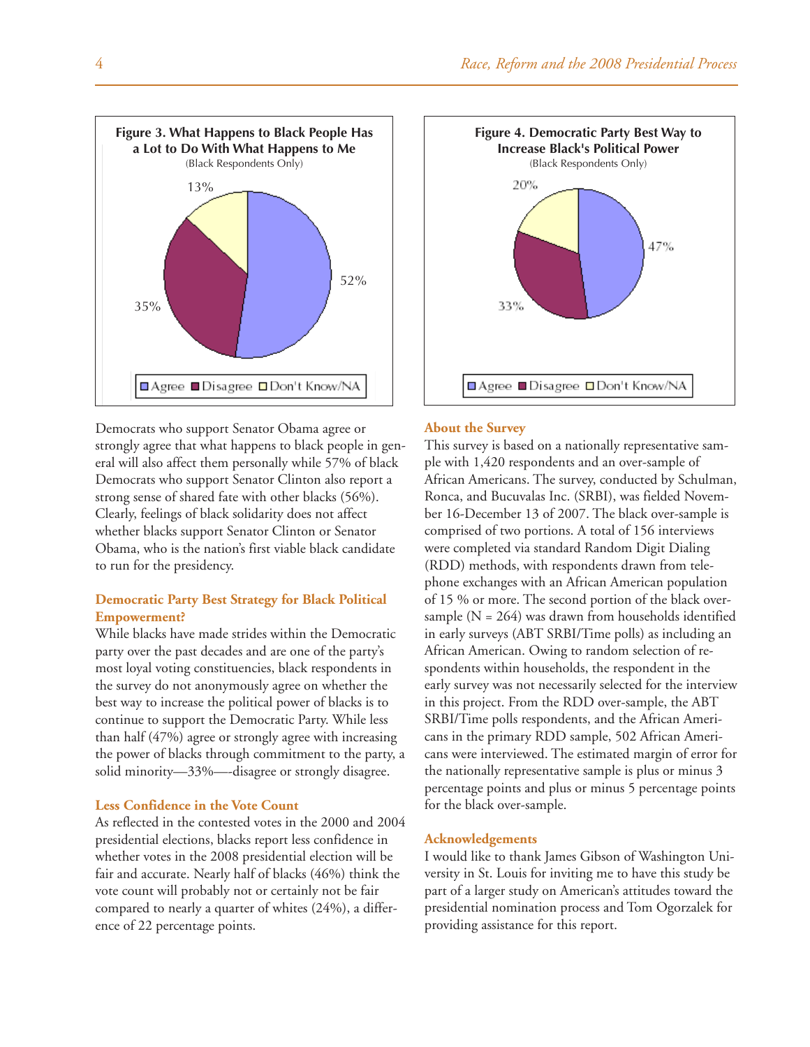**Figure 3. What Happens to Black People Has a Lot to Do With What Happens to Me**
(Black Respondents Only)

13%
52%
35%

Agree  Disagree  Don't Know/NA

**Figure 4. Democratic Party Best Way to Increase Black's Political Power**
(Black Respondents Only)

20%
47%
33%

Agree  Disagree  Don't Know/NA

Democrats who support Senator Obama agree or strongly agree that what happens to black people in general will also affect them personally while 57% of black Democrats who support Senator Clinton also report a strong sense of shared fate with other blacks (56%). Clearly, feelings of black solidarity does not affect whether blacks support Senator Clinton or Senator Obama, who is the nation's first viable black candidate to run for the presidency.

### Democratic Party Best Strategy for Black Political Empowerment?

While blacks have made strides within the Democratic party over the past decades and are one of the party's most loyal voting constituencies, black respondents in the survey do not anonymously agree on whether the best way to increase the political power of blacks is to continue to support the Democratic Party. While less than half (47%) agree or strongly agree with increasing the power of blacks through commitment to the party, a solid minority—33%—-disagree or strongly disagree.

### Less Confidence in the Vote Count

As reflected in the contested votes in the 2000 and 2004 presidential elections, blacks report less confidence in whether votes in the 2008 presidential election will be fair and accurate. Nearly half of blacks (46%) think the vote count will probably not or certainly not be fair compared to nearly a quarter of whites (24%), a difference of 22 percentage points.

### About the Survey

This survey is based on a nationally representative sample with 1,420 respondents and an over-sample of African Americans. The survey, conducted by Schulman, Ronca, and Bucuvalas Inc. (SRBI), was fielded November 16-December 13 of 2007. The black over-sample is comprised of two portions. A total of 156 interviews were completed via standard Random Digit Dialing (RDD) methods, with respondents drawn from telephone exchanges with an African American population of 15 % or more. The second portion of the black over-sample (N = 264) was drawn from households identified in early surveys (ABT SRBI/Time polls) as including an African American. Owing to random selection of respondents within households, the respondent in the early survey was not necessarily selected for the interview in this project. From the RDD over-sample, the ABT SRBI/Time polls respondents, and the African Americans in the primary RDD sample, 502 African Americans were interviewed. The estimated margin of error for the nationally representative sample is plus or minus 3 percentage points and plus or minus 5 percentage points for the black over-sample.

### Acknowledgements

I would like to thank James Gibson of Washington University in St. Louis for inviting me to have this study be part of a larger study on American's attitudes toward the presidential nomination process and Tom Ogorzalek for providing assistance for this report.